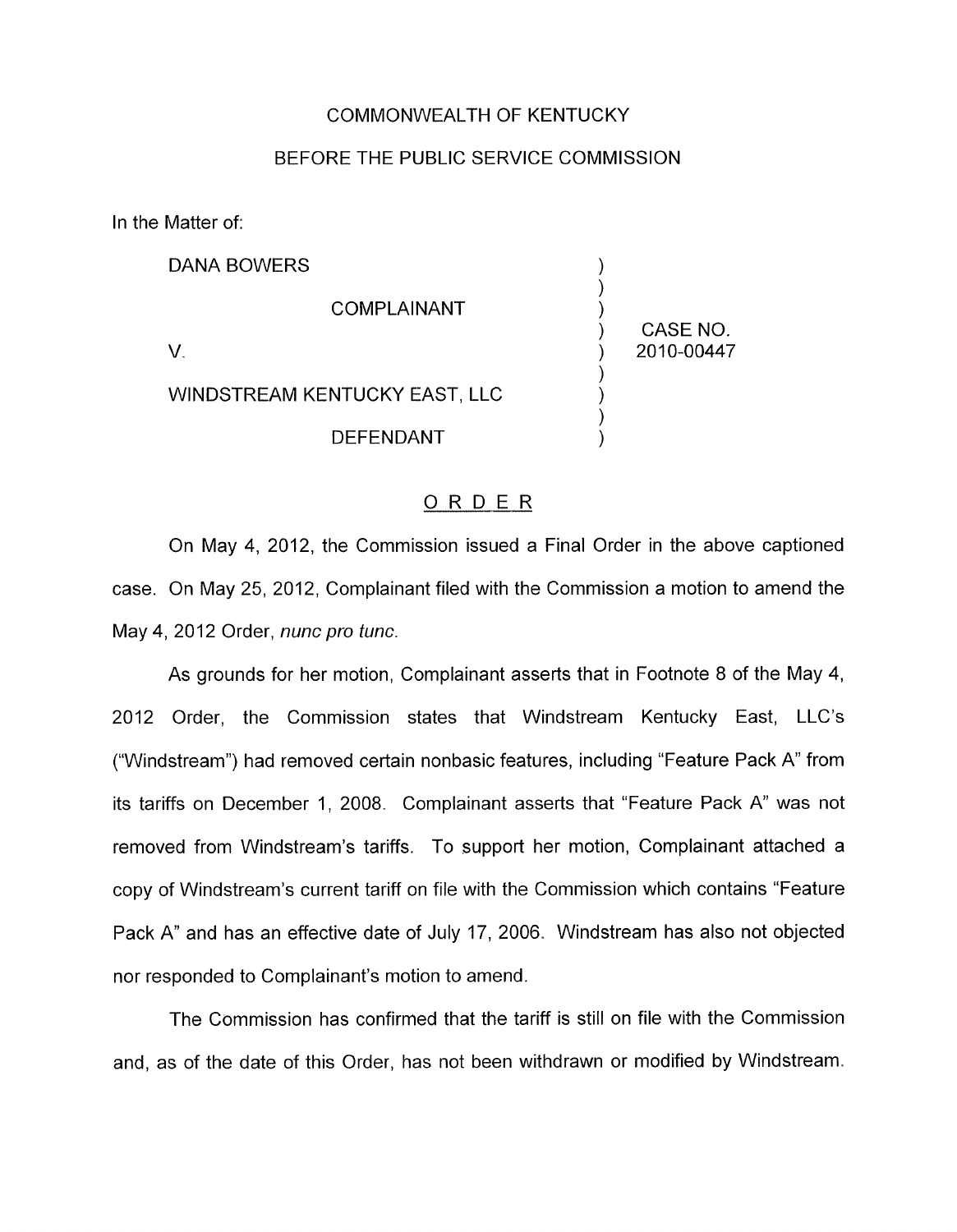COMMONWEALTH OF KENTUCKY

BEFORE THE PUBLIC SERVICE COMMISSION

In the Matter of:

| | | |
|---|---|---|
| DANA BOWERS | ) | |
| COMPLAINANT | ) | |
| V. | ) | CASE NO. 2010-00447 |
| WINDSTREAM KENTUCKY EAST, LLC | ) | |
| DEFENDANT | ) | |

## ORDER

On May 4, 2012, the Commission issued a Final Order in the above captioned case. On May 25, 2012, Complainant filed with the Commission a motion to amend the May 4, 2012 Order, *nunc pro tunc*.

As grounds for her motion, Complainant asserts that in Footnote 8 of the May 4, 2012 Order, the Commission states that Windstream Kentucky East, LLC's ("Windstream") had removed certain nonbasic features, including "Feature Pack A" from its tariffs on December 1, 2008. Complainant asserts that "Feature Pack A" was not removed from Windstream's tariffs. To support her motion, Complainant attached a copy of Windstream's current tariff on file with the Commission which contains "Feature Pack A" and has an effective date of July 17, 2006. Windstream has also not objected nor responded to Complainant's motion to amend.

The Commission has confirmed that the tariff is still on file with the Commission and, as of the date of this Order, has not been withdrawn or modified by Windstream.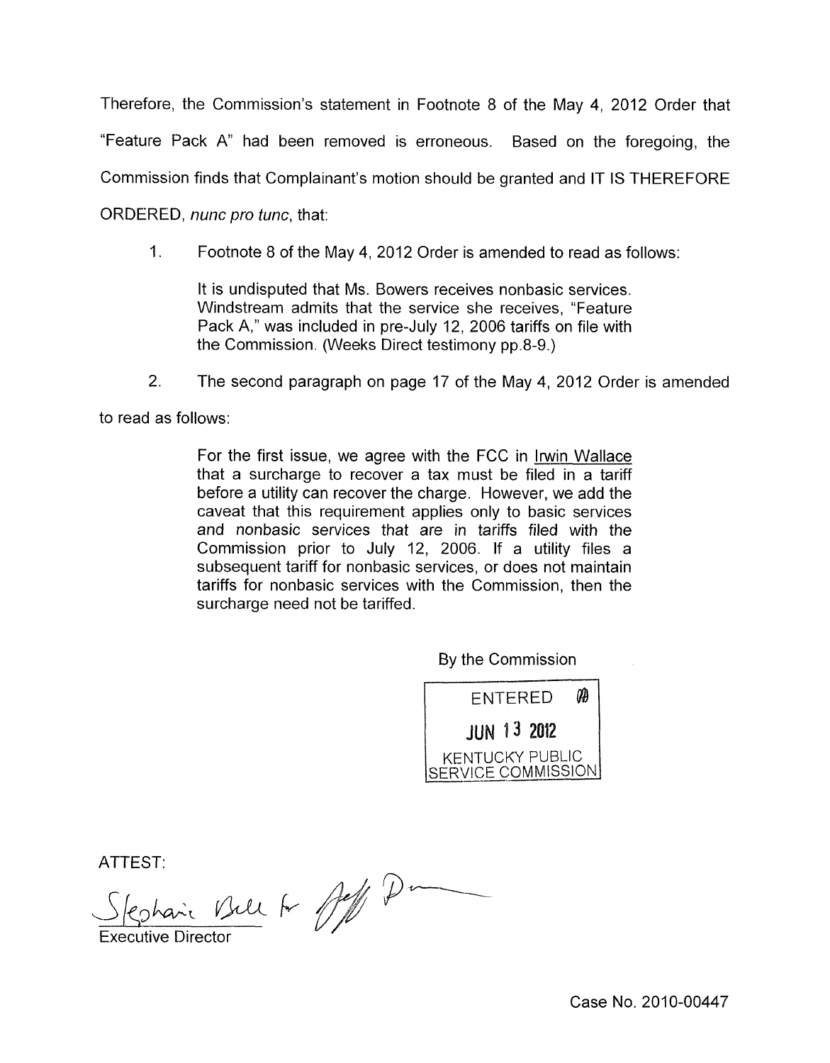Therefore, the Commission's statement in Footnote 8 of the May 4, 2012 Order that "Feature Pack A" had been removed is erroneous. Based on the foregoing, the Commission finds that Complainant's motion should be granted and IT IS THEREFORE ORDERED, *nunc pro tunc*, that:

1. Footnote 8 of the May 4, 2012 Order is amended to read as follows:

   > It is undisputed that Ms. Bowers receives nonbasic services. Windstream admits that the service she receives, "Feature Pack A," was included in pre-July 12, 2006 tariffs on file with the Commission. (Weeks Direct testimony pp.8-9.)

2. The second paragraph on page 17 of the May 4, 2012 Order is amended to read as follows:

   > For the first issue, we agree with the FCC in Irwin Wallace that a surcharge to recover a tax must be filed in a tariff before a utility can recover the charge. However, we add the caveat that this requirement applies only to basic services and nonbasic services that are in tariffs filed with the Commission prior to July 12, 2006. If a utility files a subsequent tariff for nonbasic services, or does not maintain tariffs for nonbasic services with the Commission, then the surcharge need not be tariffed.

By the Commission

ENTERED
JUN 13 2012
KENTUCKY PUBLIC SERVICE COMMISSION

ATTEST:

Stephanie Bell for Jeff D—

Executive Director

Case No. 2010-00447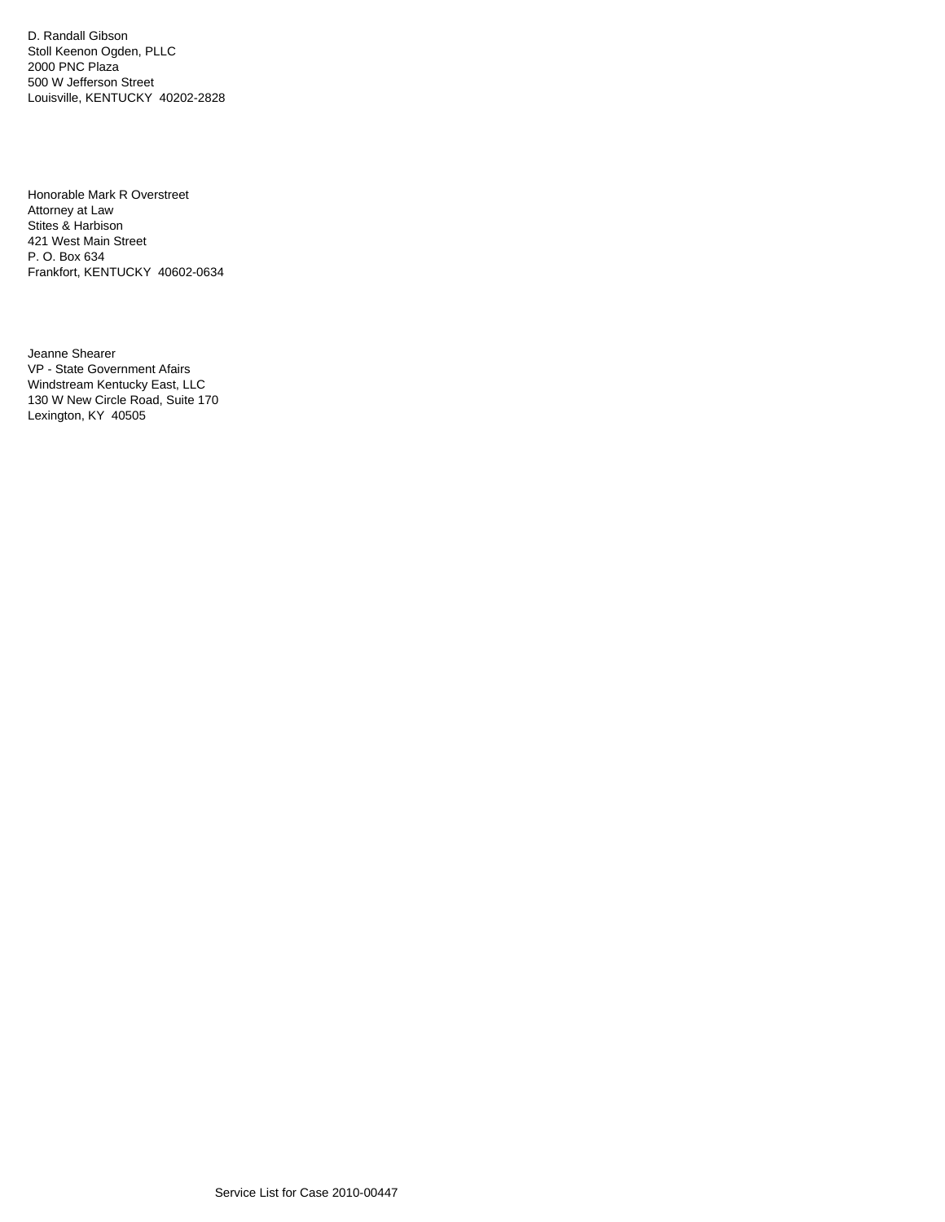D. Randall Gibson
Stoll Keenon Ogden, PLLC
2000 PNC Plaza
500 W Jefferson Street
Louisville, KENTUCKY 40202-2828

Honorable Mark R Overstreet
Attorney at Law
Stites & Harbison
421 West Main Street
P. O. Box 634
Frankfort, KENTUCKY 40602-0634

Jeanne Shearer
VP - State Government Afairs
Windstream Kentucky East, LLC
130 W New Circle Road, Suite 170
Lexington, KY 40505

Service List for Case 2010-00447